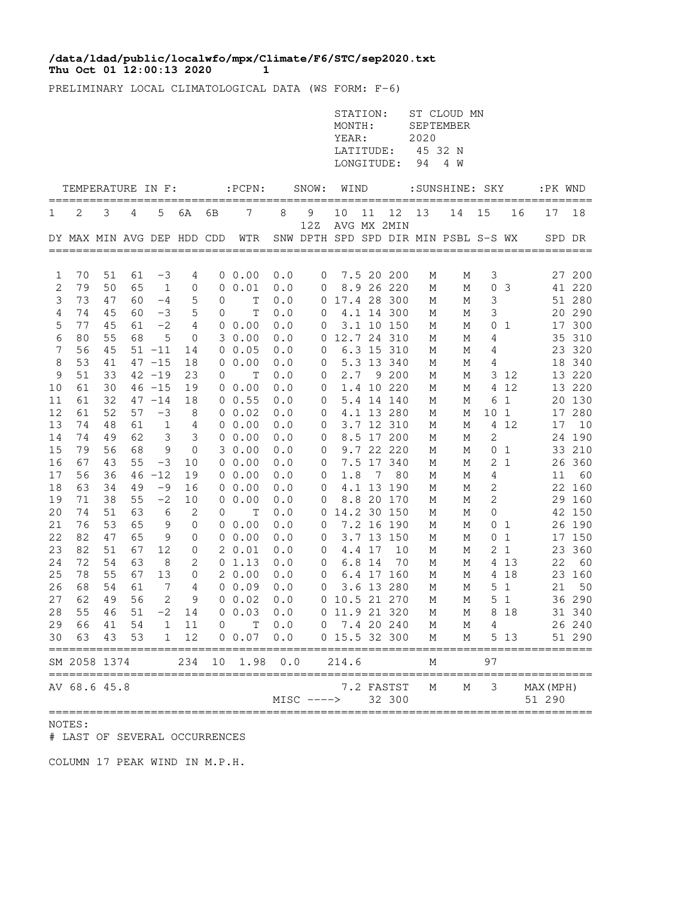**/data/ldad/public/localwfo/mpx/Climate/F6/STC/sep2020.txt**
**Thu Oct 01 12:00:13 2020 1**

PRELIMINARY LOCAL CLIMATOLOGICAL DATA (WS FORM: F-6)

STATION: ST CLOUD MN
MONTH: SEPTEMBER
YEAR: 2020
LATITUDE: 45 32 N
LONGITUDE: 94 4 W

| TEMPERATURE IN F: | | | | | | | :PCPN: | SNOW: | | WIND | | | :SUNSHINE: | | SKY | | :PK WND | |
|---|---|---|---|---|---|---|---|---|---|---|---|---|---|---|---|---|---|---|
| 1 | 2 | 3 | 4 | 5 | 6A | 6B | 7 | 8 | 9<br>12Z | 10<br>AVG | 11<br>MX | 12<br>2MIN | 13 | 14 | 15 | 16 | 17 | 18 |
| DY | MAX | MIN | AVG | DEP | HDD | CDD | WTR | SNW | DPTH | SPD | SPD | DIR | MIN | PSBL | S-S | WX | SPD | DR |
| 1 | 70 | 51 | 61 | -3 | 4 | 0 | 0.00 | 0.0 | 0 | 7.5 | 20 | 200 | M | M | 3 | | 27 | 200 |
| 2 | 79 | 50 | 65 | 1 | 0 | 0 | 0.01 | 0.0 | 0 | 8.9 | 26 | 220 | M | M | 0 | 3 | 41 | 220 |
| 3 | 73 | 47 | 60 | -4 | 5 | 0 | T | 0.0 | 0 | 17.4 | 28 | 300 | M | M | 3 | | 51 | 280 |
| 4 | 74 | 45 | 60 | -3 | 5 | 0 | T | 0.0 | 0 | 4.1 | 14 | 300 | M | M | 3 | | 20 | 290 |
| 5 | 77 | 45 | 61 | -2 | 4 | 0 | 0.00 | 0.0 | 0 | 3.1 | 10 | 150 | M | M | 0 | 1 | 17 | 300 |
| 6 | 80 | 55 | 68 | 5 | 0 | 3 | 0.00 | 0.0 | 0 | 12.7 | 24 | 310 | M | M | 4 | | 35 | 310 |
| 7 | 56 | 45 | 51 | -11 | 14 | 0 | 0.05 | 0.0 | 0 | 6.3 | 15 | 310 | M | M | 4 | | 23 | 320 |
| 8 | 53 | 41 | 47 | -15 | 18 | 0 | 0.00 | 0.0 | 0 | 5.3 | 13 | 340 | M | M | 4 | | 18 | 340 |
| 9 | 51 | 33 | 42 | -19 | 23 | 0 | T | 0.0 | 0 | 2.7 | 9 | 200 | M | M | 3 | 12 | 13 | 220 |
| 10 | 61 | 30 | 46 | -15 | 19 | 0 | 0.00 | 0.0 | 0 | 1.4 | 10 | 220 | M | M | 4 | 12 | 13 | 220 |
| 11 | 61 | 32 | 47 | -14 | 18 | 0 | 0.55 | 0.0 | 0 | 5.4 | 14 | 140 | M | M | 6 | 1 | 20 | 130 |
| 12 | 61 | 52 | 57 | -3 | 8 | 0 | 0.02 | 0.0 | 0 | 4.1 | 13 | 280 | M | M | 10 | 1 | 17 | 280 |
| 13 | 74 | 48 | 61 | 1 | 4 | 0 | 0.00 | 0.0 | 0 | 3.7 | 12 | 310 | M | M | 4 | 12 | 17 | 10 |
| 14 | 74 | 49 | 62 | 3 | 3 | 0 | 0.00 | 0.0 | 0 | 8.5 | 17 | 200 | M | M | 2 | | 24 | 190 |
| 15 | 79 | 56 | 68 | 9 | 0 | 3 | 0.00 | 0.0 | 0 | 9.7 | 22 | 220 | M | M | 0 | 1 | 33 | 210 |
| 16 | 67 | 43 | 55 | -3 | 10 | 0 | 0.00 | 0.0 | 0 | 7.5 | 17 | 340 | M | M | 2 | 1 | 26 | 360 |
| 17 | 56 | 36 | 46 | -12 | 19 | 0 | 0.00 | 0.0 | 0 | 1.8 | 7 | 80 | M | M | 4 | | 11 | 60 |
| 18 | 63 | 34 | 49 | -9 | 16 | 0 | 0.00 | 0.0 | 0 | 4.1 | 13 | 190 | M | M | 2 | | 22 | 160 |
| 19 | 71 | 38 | 55 | -2 | 10 | 0 | 0.00 | 0.0 | 0 | 8.8 | 20 | 170 | M | M | 2 | | 29 | 160 |
| 20 | 74 | 51 | 63 | 6 | 2 | 0 | T | 0.0 | 0 | 14.2 | 30 | 150 | M | M | 0 | | 42 | 150 |
| 21 | 76 | 53 | 65 | 9 | 0 | 0 | 0.00 | 0.0 | 0 | 7.2 | 16 | 190 | M | M | 0 | 1 | 26 | 190 |
| 22 | 82 | 47 | 65 | 9 | 0 | 0 | 0.00 | 0.0 | 0 | 3.7 | 13 | 150 | M | M | 0 | 1 | 17 | 150 |
| 23 | 82 | 51 | 67 | 12 | 0 | 2 | 0.01 | 0.0 | 0 | 4.4 | 17 | 10 | M | M | 2 | 1 | 23 | 360 |
| 24 | 72 | 54 | 63 | 8 | 2 | 0 | 1.13 | 0.0 | 0 | 6.8 | 14 | 70 | M | M | 4 | 13 | 22 | 60 |
| 25 | 78 | 55 | 67 | 13 | 0 | 2 | 0.00 | 0.0 | 0 | 6.4 | 17 | 160 | M | M | 4 | 18 | 23 | 160 |
| 26 | 68 | 54 | 61 | 7 | 4 | 0 | 0.09 | 0.0 | 0 | 3.6 | 13 | 280 | M | M | 5 | 1 | 21 | 50 |
| 27 | 62 | 49 | 56 | 2 | 9 | 0 | 0.02 | 0.0 | 0 | 10.5 | 21 | 270 | M | M | 5 | 1 | 36 | 290 |
| 28 | 55 | 46 | 51 | -2 | 14 | 0 | 0.03 | 0.0 | 0 | 11.9 | 21 | 320 | M | M | 8 | 18 | 31 | 340 |
| 29 | 66 | 41 | 54 | 1 | 11 | 0 | T | 0.0 | 0 | 7.4 | 20 | 240 | M | M | 4 | | 26 | 240 |
| 30 | 63 | 43 | 53 | 1 | 12 | 0 | 0.07 | 0.0 | 0 | 15.5 | 32 | 300 | M | M | 5 | 13 | 51 | 290 |
| SM | 2058 | 1374 | | | 234 | 10 | 1.98 | 0.0 | | 214.6 | | | M | | 97 | | | |
| AV | 68.6 | 45.8 | | | | | | | | 7.2 | FASTST | | M | M | 3 | | MAX(MPH) | |
| | | | | | | | | MISC ----> | | | 32 | 300 | | | | | 51 | 290 |

NOTES:
# LAST OF SEVERAL OCCURRENCES

COLUMN 17 PEAK WIND IN M.P.H.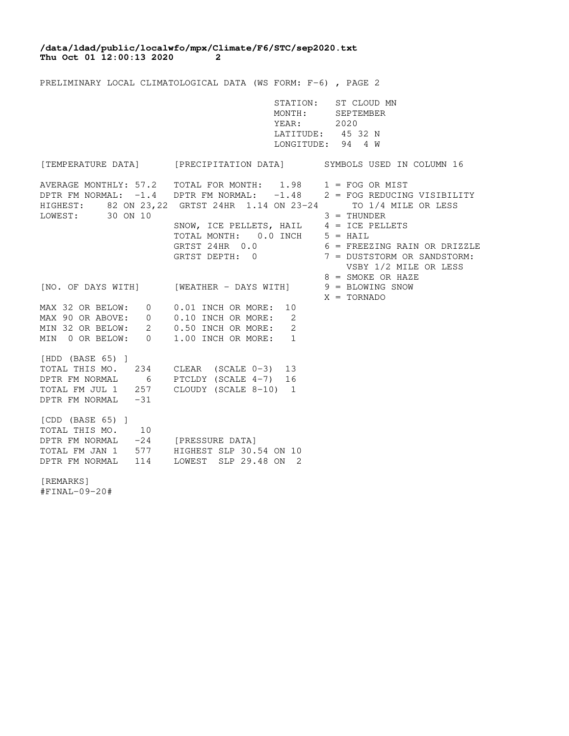**/data/ldad/public/localwfo/mpx/Climate/F6/STC/sep2020.txt**
**Thu Oct 01 12:00:13 2020 2**

PRELIMINARY LOCAL CLIMATOLOGICAL DATA (WS FORM: F-6) , PAGE 2

```
                                         STATION:   ST CLOUD MN
                                         MONTH:     SEPTEMBER
                                         YEAR:      2020
                                         LATITUDE:   45 32 N
                                         LONGITUDE:  94  4 W

[TEMPERATURE DATA]      [PRECIPITATION DATA]       SYMBOLS USED IN COLUMN 16

AVERAGE MONTHLY: 57.2   TOTAL FOR MONTH:   1.98    1 = FOG OR MIST
DPTR FM NORMAL:  -1.4   DPTR FM NORMAL:   -1.48    2 = FOG REDUCING VISIBILITY
HIGHEST:    82 ON 23,22  GRTST 24HR  1.14 ON 23-24      TO 1/4 MILE OR LESS
LOWEST:     30 ON 10                               3 = THUNDER
                        SNOW, ICE PELLETS, HAIL    4 = ICE PELLETS
                        TOTAL MONTH:   0.0 INCH    5 = HAIL
                        GRTST 24HR  0.0            6 = FREEZING RAIN OR DRIZZLE
                        GRTST DEPTH:  0            7 = DUSTSTORM OR SANDSTORM:
                                                       VSBY 1/2 MILE OR LESS
                                                   8 = SMOKE OR HAZE
[NO. OF DAYS WITH]      [WEATHER - DAYS WITH]      9 = BLOWING SNOW
                                                   X = TORNADO
MAX 32 OR BELOW:   0    0.01 INCH OR MORE:  10
MAX 90 OR ABOVE:   0    0.10 INCH OR MORE:   2
MIN 32 OR BELOW:   2    0.50 INCH OR MORE:   2
MIN  0 OR BELOW:   0    1.00 INCH OR MORE:   1

[HDD (BASE 65) ]
TOTAL THIS MO.   234    CLEAR  (SCALE 0-3)  13
DPTR FM NORMAL     6    PTCLDY (SCALE 4-7)  16
TOTAL FM JUL 1   257    CLOUDY (SCALE 8-10)  1
DPTR FM NORMAL   -31

[CDD (BASE 65) ]
TOTAL THIS MO.    10
DPTR FM NORMAL   -24    [PRESSURE DATA]
TOTAL FM JAN 1   577    HIGHEST SLP 30.54 ON 10
DPTR FM NORMAL   114    LOWEST  SLP 29.48 ON  2

[REMARKS]
#FINAL-09-20#
```